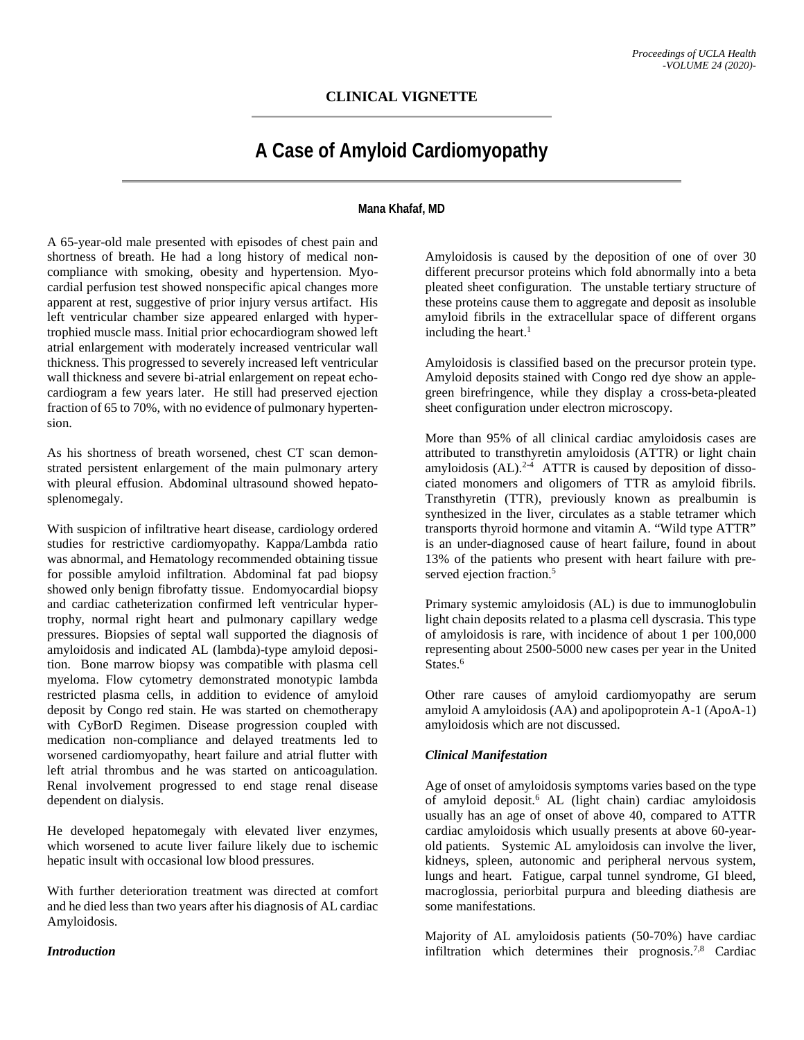**CLINICAL VIGNETTE**

# A Case of Amyloid Cardiomyopathy

**Mana Khafaf, MD**

A 65-year-old male presented with episodes of chest pain and shortness of breath. He had a long history of medical non-compliance with smoking, obesity and hypertension. Myocardial perfusion test showed nonspecific apical changes more apparent at rest, suggestive of prior injury versus artifact. His left ventricular chamber size appeared enlarged with hypertrophied muscle mass. Initial prior echocardiogram showed left atrial enlargement with moderately increased ventricular wall thickness. This progressed to severely increased left ventricular wall thickness and severe bi-atrial enlargement on repeat echocardiogram a few years later. He still had preserved ejection fraction of 65 to 70%, with no evidence of pulmonary hypertension.

As his shortness of breath worsened, chest CT scan demonstrated persistent enlargement of the main pulmonary artery with pleural effusion. Abdominal ultrasound showed hepatosplenomegaly.

With suspicion of infiltrative heart disease, cardiology ordered studies for restrictive cardiomyopathy. Kappa/Lambda ratio was abnormal, and Hematology recommended obtaining tissue for possible amyloid infiltration. Abdominal fat pad biopsy showed only benign fibrofatty tissue. Endomyocardial biopsy and cardiac catheterization confirmed left ventricular hypertrophy, normal right heart and pulmonary capillary wedge pressures. Biopsies of septal wall supported the diagnosis of amyloidosis and indicated AL (lambda)-type amyloid deposition. Bone marrow biopsy was compatible with plasma cell myeloma. Flow cytometry demonstrated monotypic lambda restricted plasma cells, in addition to evidence of amyloid deposit by Congo red stain. He was started on chemotherapy with CyBorD Regimen. Disease progression coupled with medication non-compliance and delayed treatments led to worsened cardiomyopathy, heart failure and atrial flutter with left atrial thrombus and he was started on anticoagulation. Renal involvement progressed to end stage renal disease dependent on dialysis.

He developed hepatomegaly with elevated liver enzymes, which worsened to acute liver failure likely due to ischemic hepatic insult with occasional low blood pressures.

With further deterioration treatment was directed at comfort and he died less than two years after his diagnosis of AL cardiac Amyloidosis.

### *Introduction*

Amyloidosis is caused by the deposition of one of over 30 different precursor proteins which fold abnormally into a beta pleated sheet configuration. The unstable tertiary structure of these proteins cause them to aggregate and deposit as insoluble amyloid fibrils in the extracellular space of different organs including the heart.[1]

Amyloidosis is classified based on the precursor protein type. Amyloid deposits stained with Congo red dye show an apple-green birefringence, while they display a cross-beta-pleated sheet configuration under electron microscopy.

More than 95% of all clinical cardiac amyloidosis cases are attributed to transthyretin amyloidosis (ATTR) or light chain amyloidosis (AL).[2-4] ATTR is caused by deposition of dissociated monomers and oligomers of TTR as amyloid fibrils. Transthyretin (TTR), previously known as prealbumin is synthesized in the liver, circulates as a stable tetramer which transports thyroid hormone and vitamin A. "Wild type ATTR" is an under-diagnosed cause of heart failure, found in about 13% of the patients who present with heart failure with preserved ejection fraction.[5]

Primary systemic amyloidosis (AL) is due to immunoglobulin light chain deposits related to a plasma cell dyscrasia. This type of amyloidosis is rare, with incidence of about 1 per 100,000 representing about 2500-5000 new cases per year in the United States.[6]

Other rare causes of amyloid cardiomyopathy are serum amyloid A amyloidosis (AA) and apolipoprotein A-1 (ApoA-1) amyloidosis which are not discussed.

### *Clinical Manifestation*

Age of onset of amyloidosis symptoms varies based on the type of amyloid deposit.[6] AL (light chain) cardiac amyloidosis usually has an age of onset of above 40, compared to ATTR cardiac amyloidosis which usually presents at above 60-year-old patients. Systemic AL amyloidosis can involve the liver, kidneys, spleen, autonomic and peripheral nervous system, lungs and heart. Fatigue, carpal tunnel syndrome, GI bleed, macroglossia, periorbital purpura and bleeding diathesis are some manifestations.

Majority of AL amyloidosis patients (50-70%) have cardiac infiltration which determines their prognosis.[7,8] Cardiac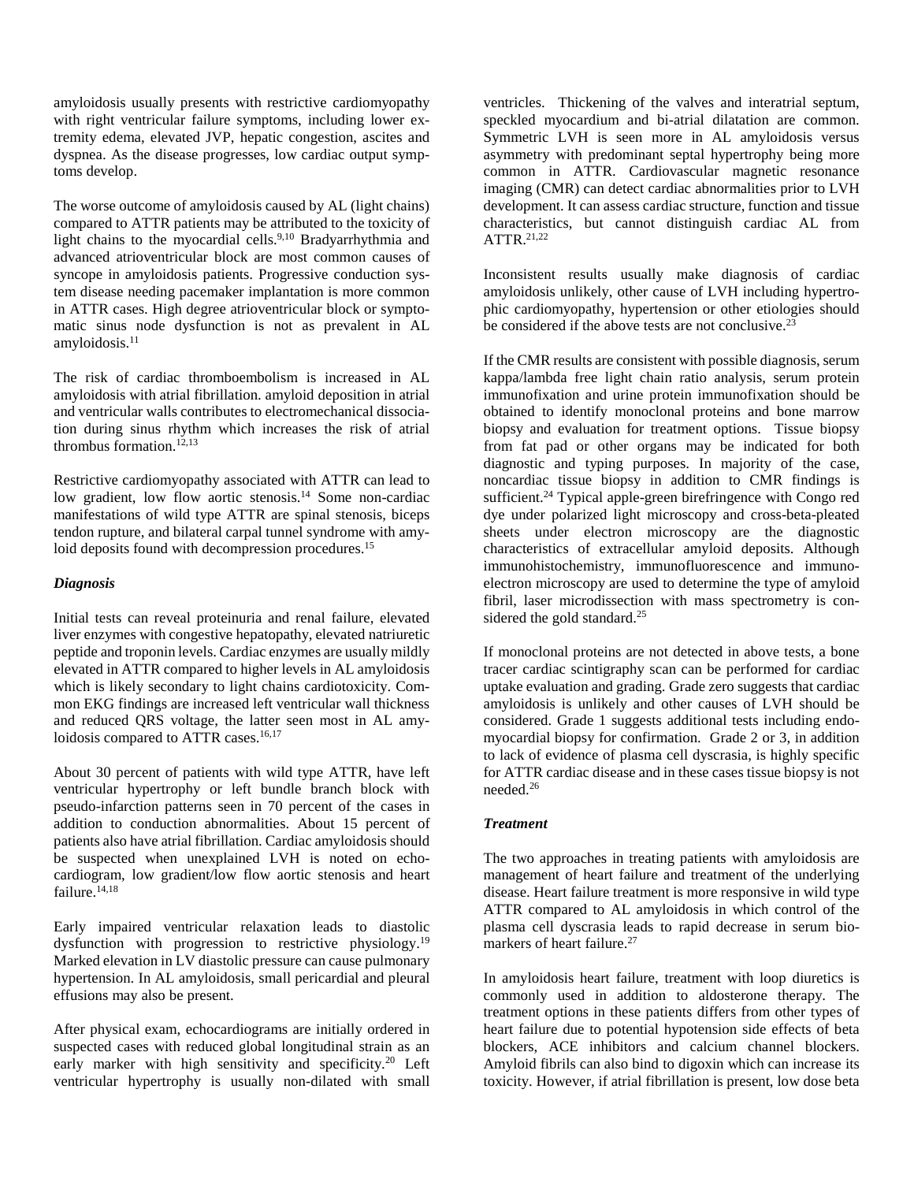amyloidosis usually presents with restrictive cardiomyopathy with right ventricular failure symptoms, including lower extremity edema, elevated JVP, hepatic congestion, ascites and dyspnea. As the disease progresses, low cardiac output symptoms develop.

The worse outcome of amyloidosis caused by AL (light chains) compared to ATTR patients may be attributed to the toxicity of light chains to the myocardial cells.[9,10] Bradyarrhythmia and advanced atrioventricular block are most common causes of syncope in amyloidosis patients. Progressive conduction system disease needing pacemaker implantation is more common in ATTR cases. High degree atrioventricular block or symptomatic sinus node dysfunction is not as prevalent in AL amyloidosis.[11]

The risk of cardiac thromboembolism is increased in AL amyloidosis with atrial fibrillation. amyloid deposition in atrial and ventricular walls contributes to electromechanical dissociation during sinus rhythm which increases the risk of atrial thrombus formation.[12,13]

Restrictive cardiomyopathy associated with ATTR can lead to low gradient, low flow aortic stenosis.[14] Some non-cardiac manifestations of wild type ATTR are spinal stenosis, biceps tendon rupture, and bilateral carpal tunnel syndrome with amyloid deposits found with decompression procedures.[15]

### *Diagnosis*

Initial tests can reveal proteinuria and renal failure, elevated liver enzymes with congestive hepatopathy, elevated natriuretic peptide and troponin levels. Cardiac enzymes are usually mildly elevated in ATTR compared to higher levels in AL amyloidosis which is likely secondary to light chains cardiotoxicity. Common EKG findings are increased left ventricular wall thickness and reduced QRS voltage, the latter seen most in AL amyloidosis compared to ATTR cases.[16,17]

About 30 percent of patients with wild type ATTR, have left ventricular hypertrophy or left bundle branch block with pseudo-infarction patterns seen in 70 percent of the cases in addition to conduction abnormalities. About 15 percent of patients also have atrial fibrillation. Cardiac amyloidosis should be suspected when unexplained LVH is noted on echocardiogram, low gradient/low flow aortic stenosis and heart failure.[14,18]

Early impaired ventricular relaxation leads to diastolic dysfunction with progression to restrictive physiology.[19] Marked elevation in LV diastolic pressure can cause pulmonary hypertension. In AL amyloidosis, small pericardial and pleural effusions may also be present.

After physical exam, echocardiograms are initially ordered in suspected cases with reduced global longitudinal strain as an early marker with high sensitivity and specificity.[20] Left ventricular hypertrophy is usually non-dilated with small ventricles. Thickening of the valves and interatrial septum, speckled myocardium and bi-atrial dilatation are common. Symmetric LVH is seen more in AL amyloidosis versus asymmetry with predominant septal hypertrophy being more common in ATTR. Cardiovascular magnetic resonance imaging (CMR) can detect cardiac abnormalities prior to LVH development. It can assess cardiac structure, function and tissue characteristics, but cannot distinguish cardiac AL from ATTR.[21,22]

Inconsistent results usually make diagnosis of cardiac amyloidosis unlikely, other cause of LVH including hypertrophic cardiomyopathy, hypertension or other etiologies should be considered if the above tests are not conclusive.[23]

If the CMR results are consistent with possible diagnosis, serum kappa/lambda free light chain ratio analysis, serum protein immunofixation and urine protein immunofixation should be obtained to identify monoclonal proteins and bone marrow biopsy and evaluation for treatment options. Tissue biopsy from fat pad or other organs may be indicated for both diagnostic and typing purposes. In majority of the case, noncardiac tissue biopsy in addition to CMR findings is sufficient.[24] Typical apple-green birefringence with Congo red dye under polarized light microscopy and cross-beta-pleated sheets under electron microscopy are the diagnostic characteristics of extracellular amyloid deposits. Although immunohistochemistry, immunofluorescence and immunoelectron microscopy are used to determine the type of amyloid fibril, laser microdissection with mass spectrometry is considered the gold standard.[25]

If monoclonal proteins are not detected in above tests, a bone tracer cardiac scintigraphy scan can be performed for cardiac uptake evaluation and grading. Grade zero suggests that cardiac amyloidosis is unlikely and other causes of LVH should be considered. Grade 1 suggests additional tests including endomyocardial biopsy for confirmation. Grade 2 or 3, in addition to lack of evidence of plasma cell dyscrasia, is highly specific for ATTR cardiac disease and in these cases tissue biopsy is not needed.[26]

### *Treatment*

The two approaches in treating patients with amyloidosis are management of heart failure and treatment of the underlying disease. Heart failure treatment is more responsive in wild type ATTR compared to AL amyloidosis in which control of the plasma cell dyscrasia leads to rapid decrease in serum biomarkers of heart failure.[27]

In amyloidosis heart failure, treatment with loop diuretics is commonly used in addition to aldosterone therapy. The treatment options in these patients differs from other types of heart failure due to potential hypotension side effects of beta blockers, ACE inhibitors and calcium channel blockers. Amyloid fibrils can also bind to digoxin which can increase its toxicity. However, if atrial fibrillation is present, low dose beta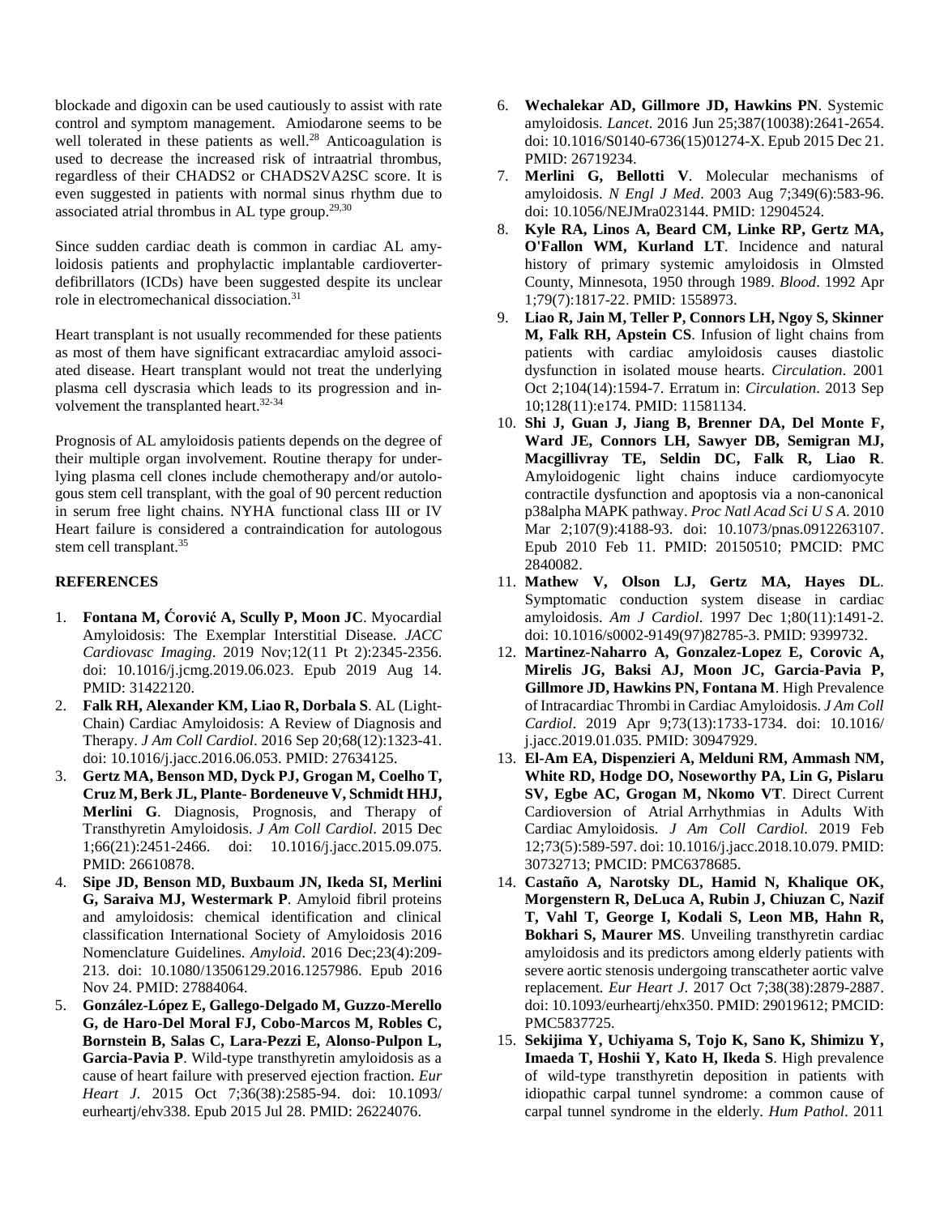blockade and digoxin can be used cautiously to assist with rate control and symptom management. Amiodarone seems to be well tolerated in these patients as well.[28] Anticoagulation is used to decrease the increased risk of intraatrial thrombus, regardless of their CHADS2 or CHADS2VA2SC score. It is even suggested in patients with normal sinus rhythm due to associated atrial thrombus in AL type group.[29,30]

Since sudden cardiac death is common in cardiac AL amyloidosis patients and prophylactic implantable cardioverter-defibrillators (ICDs) have been suggested despite its unclear role in electromechanical dissociation.[31]

Heart transplant is not usually recommended for these patients as most of them have significant extracardiac amyloid associated disease. Heart transplant would not treat the underlying plasma cell dyscrasia which leads to its progression and involvement the transplanted heart.[32-34]

Prognosis of AL amyloidosis patients depends on the degree of their multiple organ involvement. Routine therapy for underlying plasma cell clones include chemotherapy and/or autologous stem cell transplant, with the goal of 90 percent reduction in serum free light chains. NYHA functional class III or IV Heart failure is considered a contraindication for autologous stem cell transplant.[35]

## REFERENCES

1. **Fontana M, Ćorović A, Scully P, Moon JC**. Myocardial Amyloidosis: The Exemplar Interstitial Disease. *JACC Cardiovasc Imaging*. 2019 Nov;12(11 Pt 2):2345-2356. doi: 10.1016/j.jcmg.2019.06.023. Epub 2019 Aug 14. PMID: 31422120.
2. **Falk RH, Alexander KM, Liao R, Dorbala S**. AL (Light-Chain) Cardiac Amyloidosis: A Review of Diagnosis and Therapy. *J Am Coll Cardiol*. 2016 Sep 20;68(12):1323-41. doi: 10.1016/j.jacc.2016.06.053. PMID: 27634125.
3. **Gertz MA, Benson MD, Dyck PJ, Grogan M, Coelho T, Cruz M, Berk JL, Plante- Bordeneuve V, Schmidt HHJ, Merlini G**. Diagnosis, Prognosis, and Therapy of Transthyretin Amyloidosis. *J Am Coll Cardiol*. 2015 Dec 1;66(21):2451-2466. doi: 10.1016/j.jacc.2015.09.075. PMID: 26610878.
4. **Sipe JD, Benson MD, Buxbaum JN, Ikeda SI, Merlini G, Saraiva MJ, Westermark P**. Amyloid fibril proteins and amyloidosis: chemical identification and clinical classification International Society of Amyloidosis 2016 Nomenclature Guidelines. *Amyloid*. 2016 Dec;23(4):209-213. doi: 10.1080/13506129.2016.1257986. Epub 2016 Nov 24. PMID: 27884064.
5. **González-López E, Gallego-Delgado M, Guzzo-Merello G, de Haro-Del Moral FJ, Cobo-Marcos M, Robles C, Bornstein B, Salas C, Lara-Pezzi E, Alonso-Pulpon L, Garcia-Pavia P**. Wild-type transthyretin amyloidosis as a cause of heart failure with preserved ejection fraction. *Eur Heart J*. 2015 Oct 7;36(38):2585-94. doi: 10.1093/eurheartj/ehv338. Epub 2015 Jul 28. PMID: 26224076.
6. **Wechalekar AD, Gillmore JD, Hawkins PN**. Systemic amyloidosis. *Lancet*. 2016 Jun 25;387(10038):2641-2654. doi: 10.1016/S0140-6736(15)01274-X. Epub 2015 Dec 21. PMID: 26719234.
7. **Merlini G, Bellotti V**. Molecular mechanisms of amyloidosis. *N Engl J Med*. 2003 Aug 7;349(6):583-96. doi: 10.1056/NEJMra023144. PMID: 12904524.
8. **Kyle RA, Linos A, Beard CM, Linke RP, Gertz MA, O'Fallon WM, Kurland LT**. Incidence and natural history of primary systemic amyloidosis in Olmsted County, Minnesota, 1950 through 1989. *Blood*. 1992 Apr 1;79(7):1817-22. PMID: 1558973.
9. **Liao R, Jain M, Teller P, Connors LH, Ngoy S, Skinner M, Falk RH, Apstein CS**. Infusion of light chains from patients with cardiac amyloidosis causes diastolic dysfunction in isolated mouse hearts. *Circulation*. 2001 Oct 2;104(14):1594-7. Erratum in: *Circulation*. 2013 Sep 10;128(11):e174. PMID: 11581134.
10. **Shi J, Guan J, Jiang B, Brenner DA, Del Monte F, Ward JE, Connors LH, Sawyer DB, Semigran MJ, Macgillivray TE, Seldin DC, Falk R, Liao R**. Amyloidogenic light chains induce cardiomyocyte contractile dysfunction and apoptosis via a non-canonical p38alpha MAPK pathway. *Proc Natl Acad Sci U S A*. 2010 Mar 2;107(9):4188-93. doi: 10.1073/pnas.0912263107. Epub 2010 Feb 11. PMID: 20150510; PMCID: PMC 2840082.
11. **Mathew V, Olson LJ, Gertz MA, Hayes DL**. Symptomatic conduction system disease in cardiac amyloidosis. *Am J Cardiol*. 1997 Dec 1;80(11):1491-2. doi: 10.1016/s0002-9149(97)82785-3. PMID: 9399732.
12. **Martinez-Naharro A, Gonzalez-Lopez E, Corovic A, Mirelis JG, Baksi AJ, Moon JC, Garcia-Pavia P, Gillmore JD, Hawkins PN, Fontana M**. High Prevalence of Intracardiac Thrombi in Cardiac Amyloidosis. *J Am Coll Cardiol*. 2019 Apr 9;73(13):1733-1734. doi: 10.1016/j.jacc.2019.01.035. PMID: 30947929.
13. **El-Am EA, Dispenzieri A, Melduni RM, Ammash NM, White RD, Hodge DO, Noseworthy PA, Lin G, Pislaru SV, Egbe AC, Grogan M, Nkomo VT**. Direct Current Cardioversion of Atrial Arrhythmias in Adults With Cardiac Amyloidosis. *J Am Coll Cardiol*. 2019 Feb 12;73(5):589-597. doi: 10.1016/j.jacc.2018.10.079. PMID: 30732713; PMCID: PMC6378685.
14. **Castaño A, Narotsky DL, Hamid N, Khalique OK, Morgenstern R, DeLuca A, Rubin J, Chiuzan C, Nazif T, Vahl T, George I, Kodali S, Leon MB, Hahn R, Bokhari S, Maurer MS**. Unveiling transthyretin cardiac amyloidosis and its predictors among elderly patients with severe aortic stenosis undergoing transcatheter aortic valve replacement. *Eur Heart J*. 2017 Oct 7;38(38):2879-2887. doi: 10.1093/eurheartj/ehx350. PMID: 29019612; PMCID: PMC5837725.
15. **Sekijima Y, Uchiyama S, Tojo K, Sano K, Shimizu Y, Imaeda T, Hoshii Y, Kato H, Ikeda S**. High prevalence of wild-type transthyretin deposition in patients with idiopathic carpal tunnel syndrome: a common cause of carpal tunnel syndrome in the elderly. *Hum Pathol*. 2011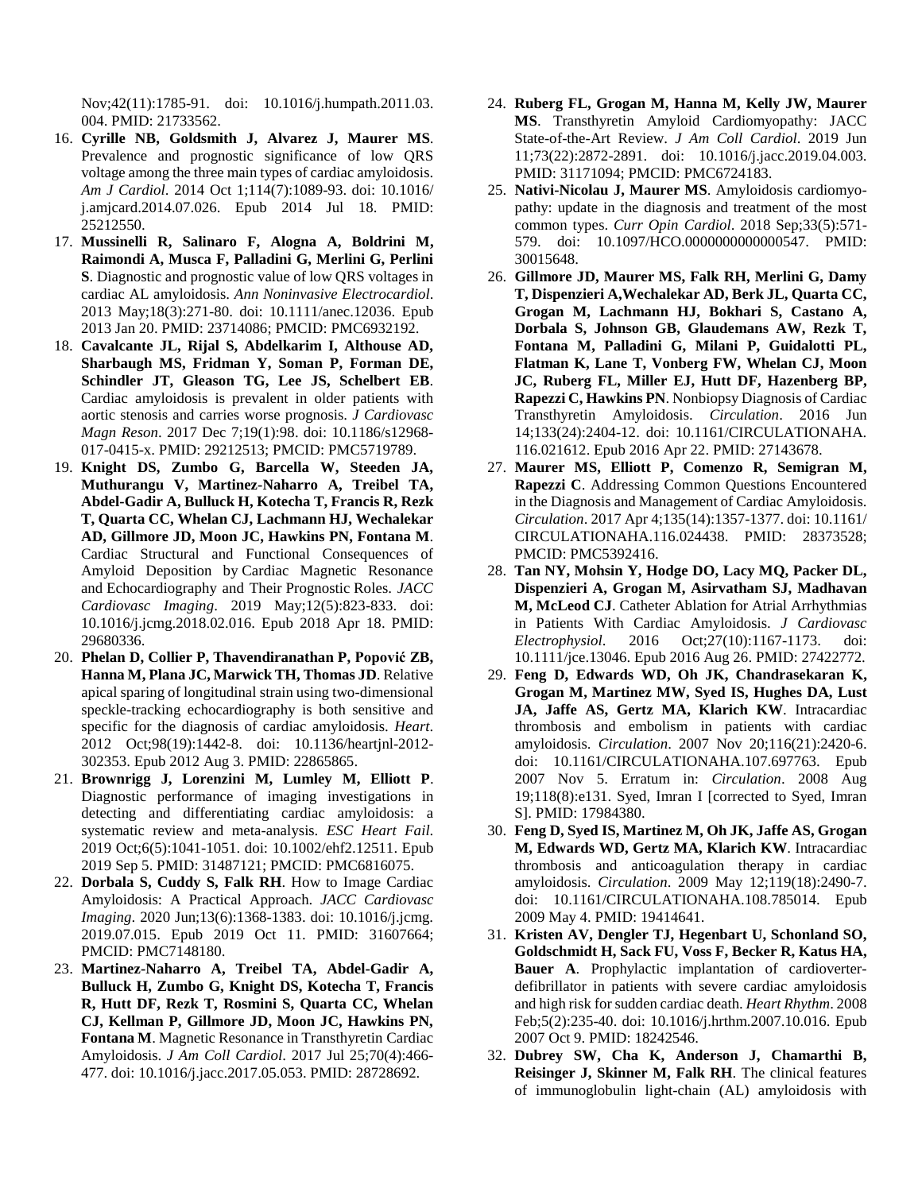Nov;42(11):1785-91. doi: 10.1016/j.humpath.2011.03.004. PMID: 21733562.

16. **Cyrille NB, Goldsmith J, Alvarez J, Maurer MS**. Prevalence and prognostic significance of low QRS voltage among the three main types of cardiac amyloidosis. *Am J Cardiol*. 2014 Oct 1;114(7):1089-93. doi: 10.1016/j.amjcard.2014.07.026. Epub 2014 Jul 18. PMID: 25212550.
17. **Mussinelli R, Salinaro F, Alogna A, Boldrini M, Raimondi A, Musca F, Palladini G, Merlini G, Perlini S**. Diagnostic and prognostic value of low QRS voltages in cardiac AL amyloidosis. *Ann Noninvasive Electrocardiol*. 2013 May;18(3):271-80. doi: 10.1111/anec.12036. Epub 2013 Jan 20. PMID: 23714086; PMCID: PMC6932192.
18. **Cavalcante JL, Rijal S, Abdelkarim I, Althouse AD, Sharbaugh MS, Fridman Y, Soman P, Forman DE, Schindler JT, Gleason TG, Lee JS, Schelbert EB**. Cardiac amyloidosis is prevalent in older patients with aortic stenosis and carries worse prognosis. *J Cardiovasc Magn Reson*. 2017 Dec 7;19(1):98. doi: 10.1186/s12968-017-0415-x. PMID: 29212513; PMCID: PMC5719789.
19. **Knight DS, Zumbo G, Barcella W, Steeden JA, Muthurangu V, Martinez-Naharro A, Treibel TA, Abdel-Gadir A, Bulluck H, Kotecha T, Francis R, Rezk T, Quarta CC, Whelan CJ, Lachmann HJ, Wechalekar AD, Gillmore JD, Moon JC, Hawkins PN, Fontana M**. Cardiac Structural and Functional Consequences of Amyloid Deposition by Cardiac Magnetic Resonance and Echocardiography and Their Prognostic Roles. *JACC Cardiovasc Imaging*. 2019 May;12(5):823-833. doi: 10.1016/j.jcmg.2018.02.016. Epub 2018 Apr 18. PMID: 29680336.
20. **Phelan D, Collier P, Thavendiranathan P, Popović ZB, Hanna M, Plana JC, Marwick TH, Thomas JD**. Relative apical sparing of longitudinal strain using two-dimensional speckle-tracking echocardiography is both sensitive and specific for the diagnosis of cardiac amyloidosis. *Heart*. 2012 Oct;98(19):1442-8. doi: 10.1136/heartjnl-2012-302353. Epub 2012 Aug 3. PMID: 22865865.
21. **Brownrigg J, Lorenzini M, Lumley M, Elliott P**. Diagnostic performance of imaging investigations in detecting and differentiating cardiac amyloidosis: a systematic review and meta-analysis. *ESC Heart Fail*. 2019 Oct;6(5):1041-1051. doi: 10.1002/ehf2.12511. Epub 2019 Sep 5. PMID: 31487121; PMCID: PMC6816075.
22. **Dorbala S, Cuddy S, Falk RH**. How to Image Cardiac Amyloidosis: A Practical Approach. *JACC Cardiovasc Imaging*. 2020 Jun;13(6):1368-1383. doi: 10.1016/j.jcmg.2019.07.015. Epub 2019 Oct 11. PMID: 31607664; PMCID: PMC7148180.
23. **Martinez-Naharro A, Treibel TA, Abdel-Gadir A, Bulluck H, Zumbo G, Knight DS, Kotecha T, Francis R, Hutt DF, Rezk T, Rosmini S, Quarta CC, Whelan CJ, Kellman P, Gillmore JD, Moon JC, Hawkins PN, Fontana M**. Magnetic Resonance in Transthyretin Cardiac Amyloidosis. *J Am Coll Cardiol*. 2017 Jul 25;70(4):466-477. doi: 10.1016/j.jacc.2017.05.053. PMID: 28728692.
24. **Ruberg FL, Grogan M, Hanna M, Kelly JW, Maurer MS**. Transthyretin Amyloid Cardiomyopathy: JACC State-of-the-Art Review. *J Am Coll Cardiol*. 2019 Jun 11;73(22):2872-2891. doi: 10.1016/j.jacc.2019.04.003. PMID: 31171094; PMCID: PMC6724183.
25. **Nativi-Nicolau J, Maurer MS**. Amyloidosis cardiomyopathy: update in the diagnosis and treatment of the most common types. *Curr Opin Cardiol*. 2018 Sep;33(5):571-579. doi: 10.1097/HCO.0000000000000547. PMID: 30015648.
26. **Gillmore JD, Maurer MS, Falk RH, Merlini G, Damy T, Dispenzieri A,Wechalekar AD, Berk JL, Quarta CC, Grogan M, Lachmann HJ, Bokhari S, Castano A, Dorbala S, Johnson GB, Glaudemans AW, Rezk T, Fontana M, Palladini G, Milani P, Guidalotti PL, Flatman K, Lane T, Vonberg FW, Whelan CJ, Moon JC, Ruberg FL, Miller EJ, Hutt DF, Hazenberg BP, Rapezzi C, Hawkins PN**. Nonbiopsy Diagnosis of Cardiac Transthyretin Amyloidosis. *Circulation*. 2016 Jun 14;133(24):2404-12. doi: 10.1161/CIRCULATIONAHA.116.021612. Epub 2016 Apr 22. PMID: 27143678.
27. **Maurer MS, Elliott P, Comenzo R, Semigran M, Rapezzi C**. Addressing Common Questions Encountered in the Diagnosis and Management of Cardiac Amyloidosis. *Circulation*. 2017 Apr 4;135(14):1357-1377. doi: 10.1161/CIRCULATIONAHA.116.024438. PMID: 28373528; PMCID: PMC5392416.
28. **Tan NY, Mohsin Y, Hodge DO, Lacy MQ, Packer DL, Dispenzieri A, Grogan M, Asirvatham SJ, Madhavan M, McLeod CJ**. Catheter Ablation for Atrial Arrhythmias in Patients With Cardiac Amyloidosis. *J Cardiovasc Electrophysiol*. 2016 Oct;27(10):1167-1173. doi: 10.1111/jce.13046. Epub 2016 Aug 26. PMID: 27422772.
29. **Feng D, Edwards WD, Oh JK, Chandrasekaran K, Grogan M, Martinez MW, Syed IS, Hughes DA, Lust JA, Jaffe AS, Gertz MA, Klarich KW**. Intracardiac thrombosis and embolism in patients with cardiac amyloidosis. *Circulation*. 2007 Nov 20;116(21):2420-6. doi: 10.1161/CIRCULATIONAHA.107.697763. Epub 2007 Nov 5. Erratum in: *Circulation*. 2008 Aug 19;118(8):e131. Syed, Imran I [corrected to Syed, Imran S]. PMID: 17984380.
30. **Feng D, Syed IS, Martinez M, Oh JK, Jaffe AS, Grogan M, Edwards WD, Gertz MA, Klarich KW**. Intracardiac thrombosis and anticoagulation therapy in cardiac amyloidosis. *Circulation*. 2009 May 12;119(18):2490-7. doi: 10.1161/CIRCULATIONAHA.108.785014. Epub 2009 May 4. PMID: 19414641.
31. **Kristen AV, Dengler TJ, Hegenbart U, Schonland SO, Goldschmidt H, Sack FU, Voss F, Becker R, Katus HA, Bauer A**. Prophylactic implantation of cardioverter-defibrillator in patients with severe cardiac amyloidosis and high risk for sudden cardiac death. *Heart Rhythm*. 2008 Feb;5(2):235-40. doi: 10.1016/j.hrthm.2007.10.016. Epub 2007 Oct 9. PMID: 18242546.
32. **Dubrey SW, Cha K, Anderson J, Chamarthi B, Reisinger J, Skinner M, Falk RH**. The clinical features of immunoglobulin light-chain (AL) amyloidosis with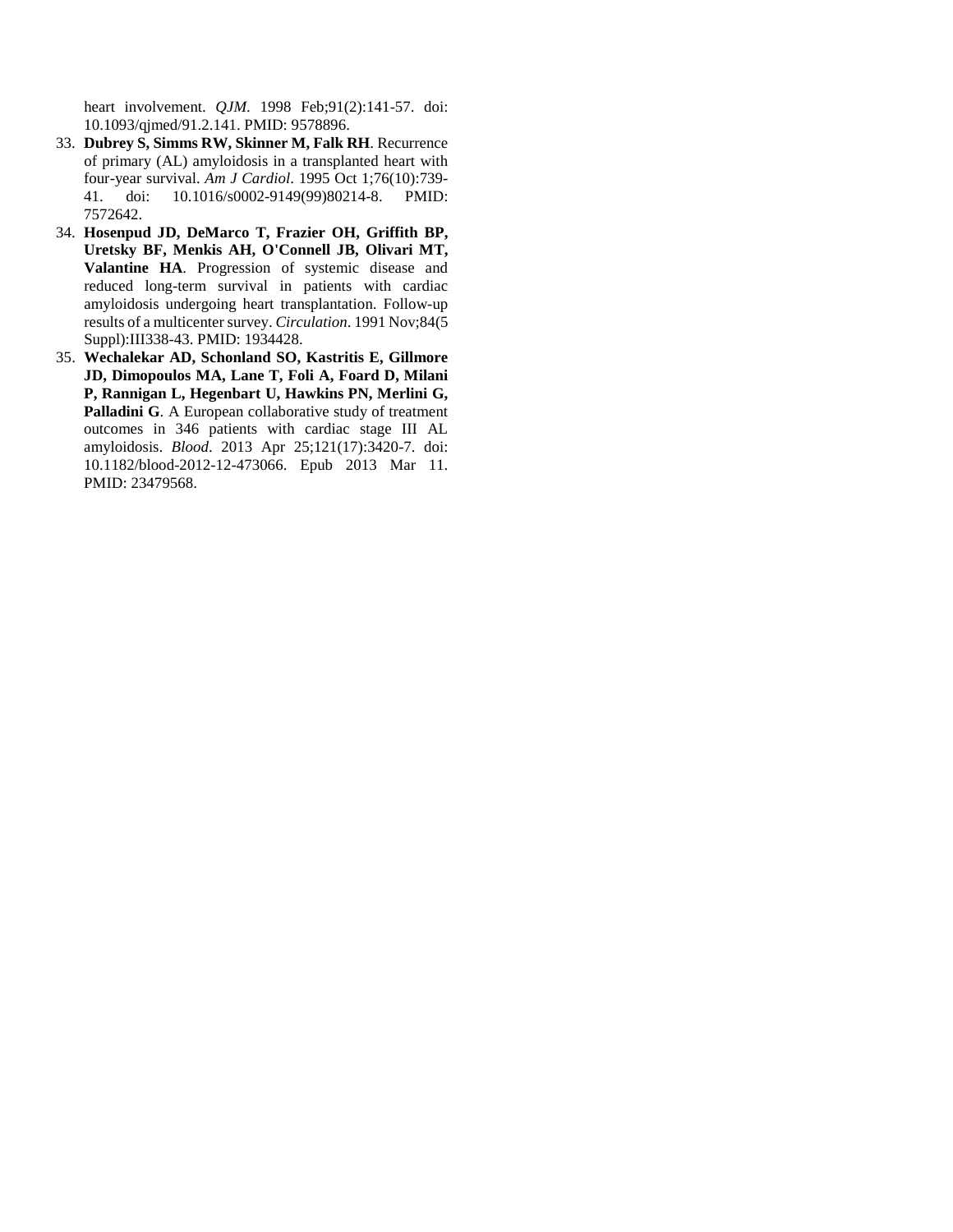heart involvement. *QJM*. 1998 Feb;91(2):141-57. doi: 10.1093/qjmed/91.2.141. PMID: 9578896.

33. **Dubrey S, Simms RW, Skinner M, Falk RH**. Recurrence of primary (AL) amyloidosis in a transplanted heart with four-year survival. *Am J Cardiol*. 1995 Oct 1;76(10):739-41. doi: 10.1016/s0002-9149(99)80214-8. PMID: 7572642.
34. **Hosenpud JD, DeMarco T, Frazier OH, Griffith BP, Uretsky BF, Menkis AH, O'Connell JB, Olivari MT, Valantine HA**. Progression of systemic disease and reduced long-term survival in patients with cardiac amyloidosis undergoing heart transplantation. Follow-up results of a multicenter survey. *Circulation*. 1991 Nov;84(5 Suppl):III338-43. PMID: 1934428.
35. **Wechalekar AD, Schonland SO, Kastritis E, Gillmore JD, Dimopoulos MA, Lane T, Foli A, Foard D, Milani P, Rannigan L, Hegenbart U, Hawkins PN, Merlini G, Palladini G**. A European collaborative study of treatment outcomes in 346 patients with cardiac stage III AL amyloidosis. *Blood*. 2013 Apr 25;121(17):3420-7. doi: 10.1182/blood-2012-12-473066. Epub 2013 Mar 11. PMID: 23479568.